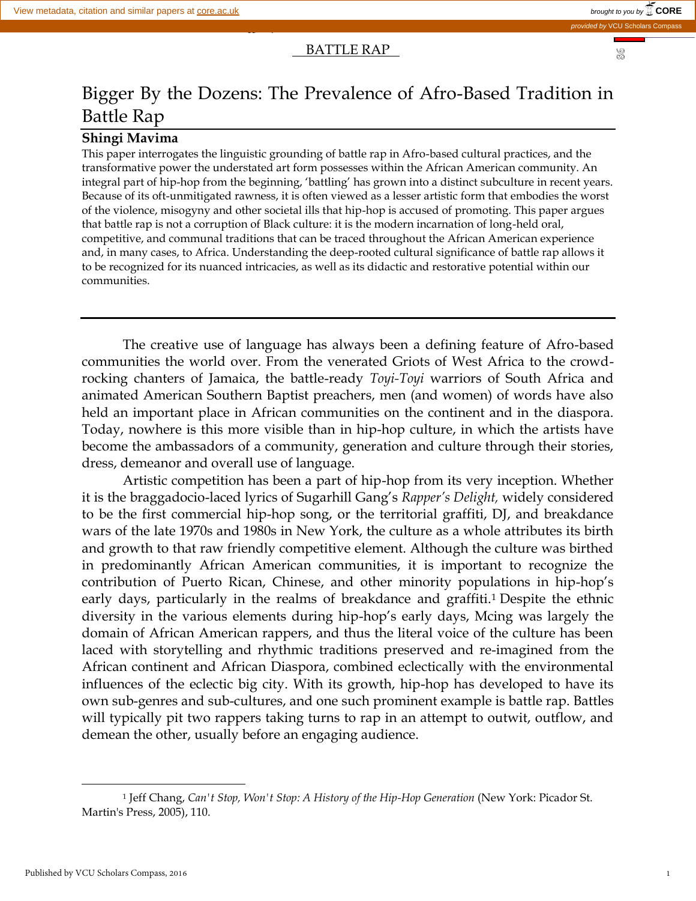# Bigger By the Dozens: The Prevalence of Afro-Based Tradition in Battle Rap

**Shingi Mavima**

This paper interrogates the linguistic grounding of battle rap in Afro-based cultural practices, and the transformative power the understated art form possesses within the African American community. An integral part of hip-hop from the beginning, 'battling' has grown into a distinct subculture in recent years. Because of its oft-unmitigated rawness, it is often viewed as a lesser artistic form that embodies the worst of the violence, misogyny and other societal ills that hip-hop is accused of promoting. This paper argues that battle rap is not a corruption of Black culture: it is the modern incarnation of long-held oral, competitive, and communal traditions that can be traced throughout the African American experience and, in many cases, to Africa. Understanding the deep-rooted cultural significance of battle rap allows it to be recognized for its nuanced intricacies, as well as its didactic and restorative potential within our communities.

---

The creative use of language has always been a defining feature of Afro-based communities the world over. From the venerated Griots of West Africa to the crowd-rocking chanters of Jamaica, the battle-ready *Toyi-Toyi* warriors of South Africa and animated American Southern Baptist preachers, men (and women) of words have also held an important place in African communities on the continent and in the diaspora. Today, nowhere is this more visible than in hip-hop culture, in which the artists have become the ambassadors of a community, generation and culture through their stories, dress, demeanor and overall use of language.

Artistic competition has been a part of hip-hop from its very inception. Whether it is the braggadocio-laced lyrics of Sugarhill Gang's *Rapper's Delight,* widely considered to be the first commercial hip-hop song, or the territorial graffiti, DJ, and breakdance wars of the late 1970s and 1980s in New York, the culture as a whole attributes its birth and growth to that raw friendly competitive element. Although the culture was birthed in predominantly African American communities, it is important to recognize the contribution of Puerto Rican, Chinese, and other minority populations in hip-hop's early days, particularly in the realms of breakdance and graffiti.[1] Despite the ethnic diversity in the various elements during hip-hop's early days, Mcing was largely the domain of African American rappers, and thus the literal voice of the culture has been laced with storytelling and rhythmic traditions preserved and re-imagined from the African continent and African Diaspora, combined eclectically with the environmental influences of the eclectic big city. With its growth, hip-hop has developed to have its own sub-genres and sub-cultures, and one such prominent example is battle rap. Battles will typically pit two rappers taking turns to rap in an attempt to outwit, outflow, and demean the other, usually before an engaging audience.

---

[1] Jeff Chang, *Can't Stop, Won't Stop: A History of the Hip-Hop Generation* (New York: Picador St. Martin's Press, 2005), 110.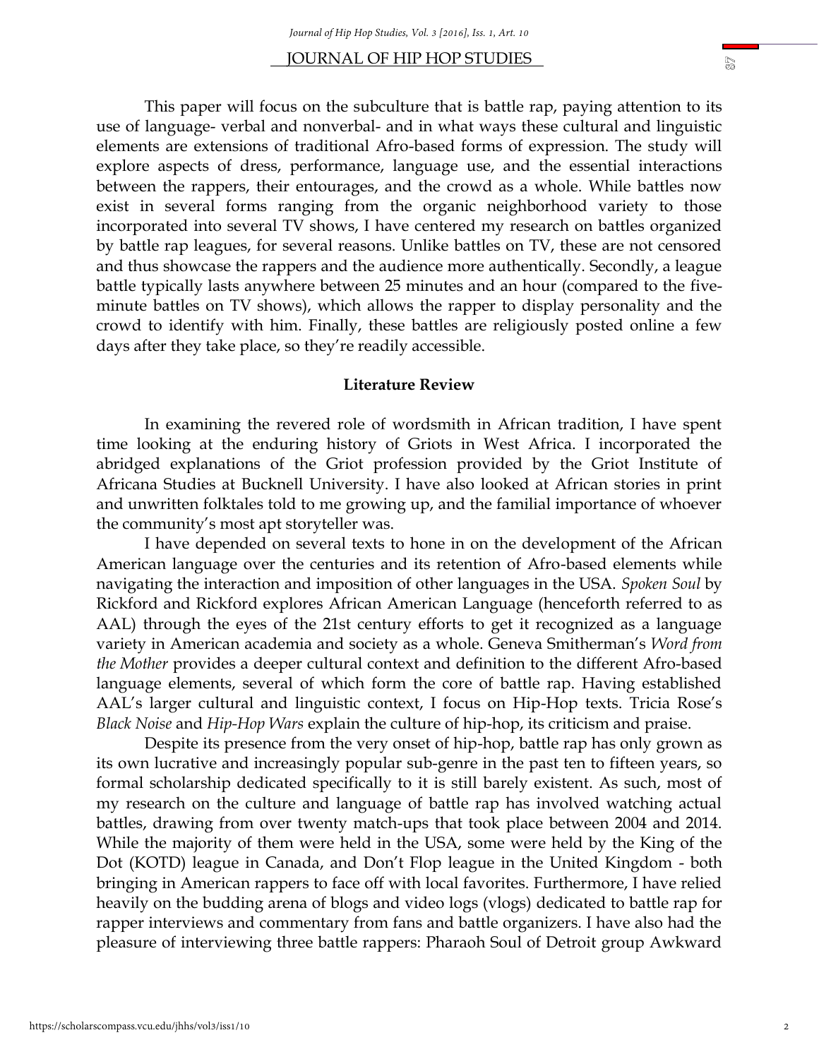This paper will focus on the subculture that is battle rap, paying attention to its use of language- verbal and nonverbal- and in what ways these cultural and linguistic elements are extensions of traditional Afro-based forms of expression. The study will explore aspects of dress, performance, language use, and the essential interactions between the rappers, their entourages, and the crowd as a whole. While battles now exist in several forms ranging from the organic neighborhood variety to those incorporated into several TV shows, I have centered my research on battles organized by battle rap leagues, for several reasons. Unlike battles on TV, these are not censored and thus showcase the rappers and the audience more authentically. Secondly, a league battle typically lasts anywhere between 25 minutes and an hour (compared to the five-minute battles on TV shows), which allows the rapper to display personality and the crowd to identify with him. Finally, these battles are religiously posted online a few days after they take place, so they're readily accessible.

**Literature Review**

In examining the revered role of wordsmith in African tradition, I have spent time looking at the enduring history of Griots in West Africa. I incorporated the abridged explanations of the Griot profession provided by the Griot Institute of Africana Studies at Bucknell University. I have also looked at African stories in print and unwritten folktales told to me growing up, and the familial importance of whoever the community's most apt storyteller was.

I have depended on several texts to hone in on the development of the African American language over the centuries and its retention of Afro-based elements while navigating the interaction and imposition of other languages in the USA. *Spoken Soul* by Rickford and Rickford explores African American Language (henceforth referred to as AAL) through the eyes of the 21st century efforts to get it recognized as a language variety in American academia and society as a whole. Geneva Smitherman's *Word from the Mother* provides a deeper cultural context and definition to the different Afro-based language elements, several of which form the core of battle rap. Having established AAL's larger cultural and linguistic context, I focus on Hip-Hop texts. Tricia Rose's *Black Noise* and *Hip-Hop Wars* explain the culture of hip-hop, its criticism and praise.

Despite its presence from the very onset of hip-hop, battle rap has only grown as its own lucrative and increasingly popular sub-genre in the past ten to fifteen years, so formal scholarship dedicated specifically to it is still barely existent. As such, most of my research on the culture and language of battle rap has involved watching actual battles, drawing from over twenty match-ups that took place between 2004 and 2014. While the majority of them were held in the USA, some were held by the King of the Dot (KOTD) league in Canada, and Don't Flop league in the United Kingdom - both bringing in American rappers to face off with local favorites. Furthermore, I have relied heavily on the budding arena of blogs and video logs (vlogs) dedicated to battle rap for rapper interviews and commentary from fans and battle organizers. I have also had the pleasure of interviewing three battle rappers: Pharaoh Soul of Detroit group Awkward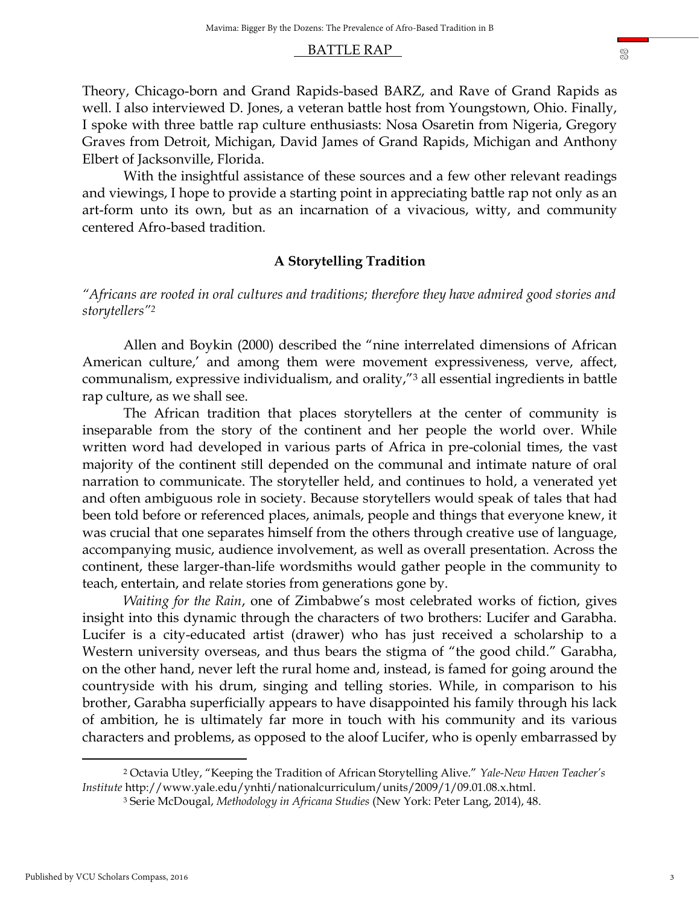Theory, Chicago-born and Grand Rapids-based BARZ, and Rave of Grand Rapids as well. I also interviewed D. Jones, a veteran battle host from Youngstown, Ohio. Finally, I spoke with three battle rap culture enthusiasts: Nosa Osaretin from Nigeria, Gregory Graves from Detroit, Michigan, David James of Grand Rapids, Michigan and Anthony Elbert of Jacksonville, Florida.

With the insightful assistance of these sources and a few other relevant readings and viewings, I hope to provide a starting point in appreciating battle rap not only as an art-form unto its own, but as an incarnation of a vivacious, witty, and community centered Afro-based tradition.

## A Storytelling Tradition

*"Africans are rooted in oral cultures and traditions; therefore they have admired good stories and storytellers"*[2]

Allen and Boykin (2000) described the "nine interrelated dimensions of African American culture,' and among them were movement expressiveness, verve, affect, communalism, expressive individualism, and orality,"[3] all essential ingredients in battle rap culture, as we shall see.

The African tradition that places storytellers at the center of community is inseparable from the story of the continent and her people the world over. While written word had developed in various parts of Africa in pre-colonial times, the vast majority of the continent still depended on the communal and intimate nature of oral narration to communicate. The storyteller held, and continues to hold, a venerated yet and often ambiguous role in society. Because storytellers would speak of tales that had been told before or referenced places, animals, people and things that everyone knew, it was crucial that one separates himself from the others through creative use of language, accompanying music, audience involvement, as well as overall presentation. Across the continent, these larger-than-life wordsmiths would gather people in the community to teach, entertain, and relate stories from generations gone by.

*Waiting for the Rain*, one of Zimbabwe's most celebrated works of fiction, gives insight into this dynamic through the characters of two brothers: Lucifer and Garabha. Lucifer is a city-educated artist (drawer) who has just received a scholarship to a Western university overseas, and thus bears the stigma of "the good child." Garabha, on the other hand, never left the rural home and, instead, is famed for going around the countryside with his drum, singing and telling stories. While, in comparison to his brother, Garabha superficially appears to have disappointed his family through his lack of ambition, he is ultimately far more in touch with his community and its various characters and problems, as opposed to the aloof Lucifer, who is openly embarrassed by

---

[2] Octavia Utley, "Keeping the Tradition of African Storytelling Alive." *Yale-New Haven Teacher's Institute* http://www.yale.edu/ynhti/nationalcurriculum/units/2009/1/09.01.08.x.html.

[3] Serie McDougal, *Methodology in Africana Studies* (New York: Peter Lang, 2014), 48.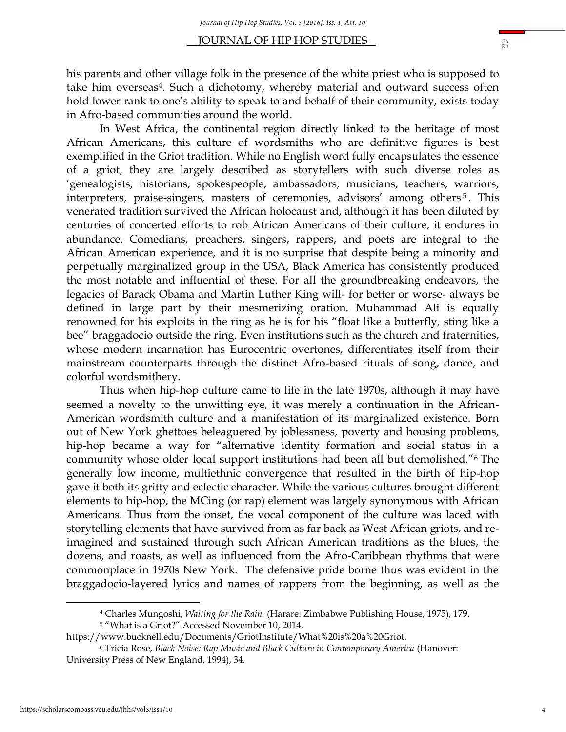his parents and other village folk in the presence of the white priest who is supposed to take him overseas[4]. Such a dichotomy, whereby material and outward success often hold lower rank to one's ability to speak to and behalf of their community, exists today in Afro-based communities around the world.

In West Africa, the continental region directly linked to the heritage of most African Americans, this culture of wordsmiths who are definitive figures is best exemplified in the Griot tradition. While no English word fully encapsulates the essence of a griot, they are largely described as storytellers with such diverse roles as 'genealogists, historians, spokespeople, ambassadors, musicians, teachers, warriors, interpreters, praise-singers, masters of ceremonies, advisors' among others[5]. This venerated tradition survived the African holocaust and, although it has been diluted by centuries of concerted efforts to rob African Americans of their culture, it endures in abundance. Comedians, preachers, singers, rappers, and poets are integral to the African American experience, and it is no surprise that despite being a minority and perpetually marginalized group in the USA, Black America has consistently produced the most notable and influential of these. For all the groundbreaking endeavors, the legacies of Barack Obama and Martin Luther King will- for better or worse- always be defined in large part by their mesmerizing oration. Muhammad Ali is equally renowned for his exploits in the ring as he is for his "float like a butterfly, sting like a bee" braggadocio outside the ring. Even institutions such as the church and fraternities, whose modern incarnation has Eurocentric overtones, differentiates itself from their mainstream counterparts through the distinct Afro-based rituals of song, dance, and colorful wordsmithery.

Thus when hip-hop culture came to life in the late 1970s, although it may have seemed a novelty to the unwitting eye, it was merely a continuation in the African-American wordsmith culture and a manifestation of its marginalized existence. Born out of New York ghettoes beleaguered by joblessness, poverty and housing problems, hip-hop became a way for "alternative identity formation and social status in a community whose older local support institutions had been all but demolished."[6] The generally low income, multiethnic convergence that resulted in the birth of hip-hop gave it both its gritty and eclectic character. While the various cultures brought different elements to hip-hop, the MCing (or rap) element was largely synonymous with African Americans. Thus from the onset, the vocal component of the culture was laced with storytelling elements that have survived from as far back as West African griots, and re-imagined and sustained through such African American traditions as the blues, the dozens, and roasts, as well as influenced from the Afro-Caribbean rhythms that were commonplace in 1970s New York. The defensive pride borne thus was evident in the braggadocio-layered lyrics and names of rappers from the beginning, as well as the

---

[4] Charles Mungoshi, *Waiting for the Rain.* (Harare: Zimbabwe Publishing House, 1975), 179.

[5] "What is a Griot?" Accessed November 10, 2014. https://www.bucknell.edu/Documents/GriotInstitute/What%20is%20a%20Griot.

[6] Tricia Rose, *Black Noise: Rap Music and Black Culture in Contemporary America* (Hanover: University Press of New England, 1994), 34.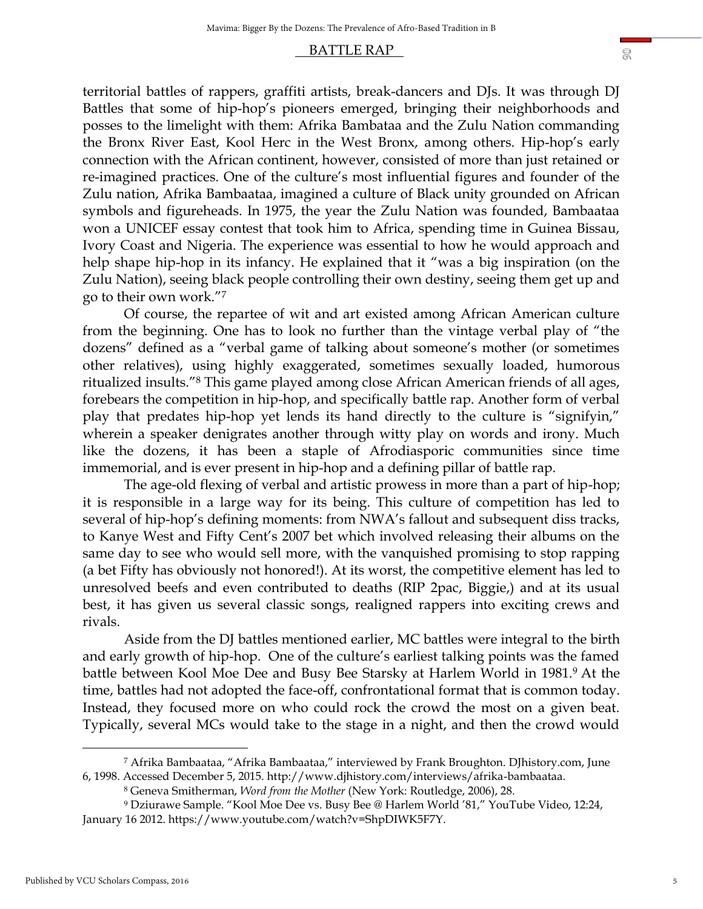territorial battles of rappers, graffiti artists, break-dancers and DJs. It was through DJ Battles that some of hip-hop's pioneers emerged, bringing their neighborhoods and posses to the limelight with them: Afrika Bambataa and the Zulu Nation commanding the Bronx River East, Kool Herc in the West Bronx, among others. Hip-hop's early connection with the African continent, however, consisted of more than just retained or re-imagined practices. One of the culture's most influential figures and founder of the Zulu nation, Afrika Bambaataa, imagined a culture of Black unity grounded on African symbols and figureheads. In 1975, the year the Zulu Nation was founded, Bambaataa won a UNICEF essay contest that took him to Africa, spending time in Guinea Bissau, Ivory Coast and Nigeria. The experience was essential to how he would approach and help shape hip-hop in its infancy. He explained that it "was a big inspiration (on the Zulu Nation), seeing black people controlling their own destiny, seeing them get up and go to their own work."[7]

Of course, the repartee of wit and art existed among African American culture from the beginning. One has to look no further than the vintage verbal play of "the dozens" defined as a "verbal game of talking about someone's mother (or sometimes other relatives), using highly exaggerated, sometimes sexually loaded, humorous ritualized insults."[8] This game played among close African American friends of all ages, forebears the competition in hip-hop, and specifically battle rap. Another form of verbal play that predates hip-hop yet lends its hand directly to the culture is "signifyin," wherein a speaker denigrates another through witty play on words and irony. Much like the dozens, it has been a staple of Afrodiasporic communities since time immemorial, and is ever present in hip-hop and a defining pillar of battle rap.

The age-old flexing of verbal and artistic prowess in more than a part of hip-hop; it is responsible in a large way for its being. This culture of competition has led to several of hip-hop's defining moments: from NWA's fallout and subsequent diss tracks, to Kanye West and Fifty Cent's 2007 bet which involved releasing their albums on the same day to see who would sell more, with the vanquished promising to stop rapping (a bet Fifty has obviously not honored!). At its worst, the competitive element has led to unresolved beefs and even contributed to deaths (RIP 2pac, Biggie,) and at its usual best, it has given us several classic songs, realigned rappers into exciting crews and rivals.

Aside from the DJ battles mentioned earlier, MC battles were integral to the birth and early growth of hip-hop. One of the culture's earliest talking points was the famed battle between Kool Moe Dee and Busy Bee Starsky at Harlem World in 1981.[9] At the time, battles had not adopted the face-off, confrontational format that is common today. Instead, they focused more on who could rock the crowd the most on a given beat. Typically, several MCs would take to the stage in a night, and then the crowd would

---

[7] Afrika Bambaataa, "Afrika Bambaataa," interviewed by Frank Broughton. DJhistory.com, June 6, 1998. Accessed December 5, 2015. http://www.djhistory.com/interviews/afrika-bambaataa.

[8] Geneva Smitherman, *Word from the Mother* (New York: Routledge, 2006), 28.

[9] Dziurawe Sample. "Kool Moe Dee vs. Busy Bee @ Harlem World '81," YouTube Video, 12:24, January 16 2012. https://www.youtube.com/watch?v=ShpDIWK5F7Y.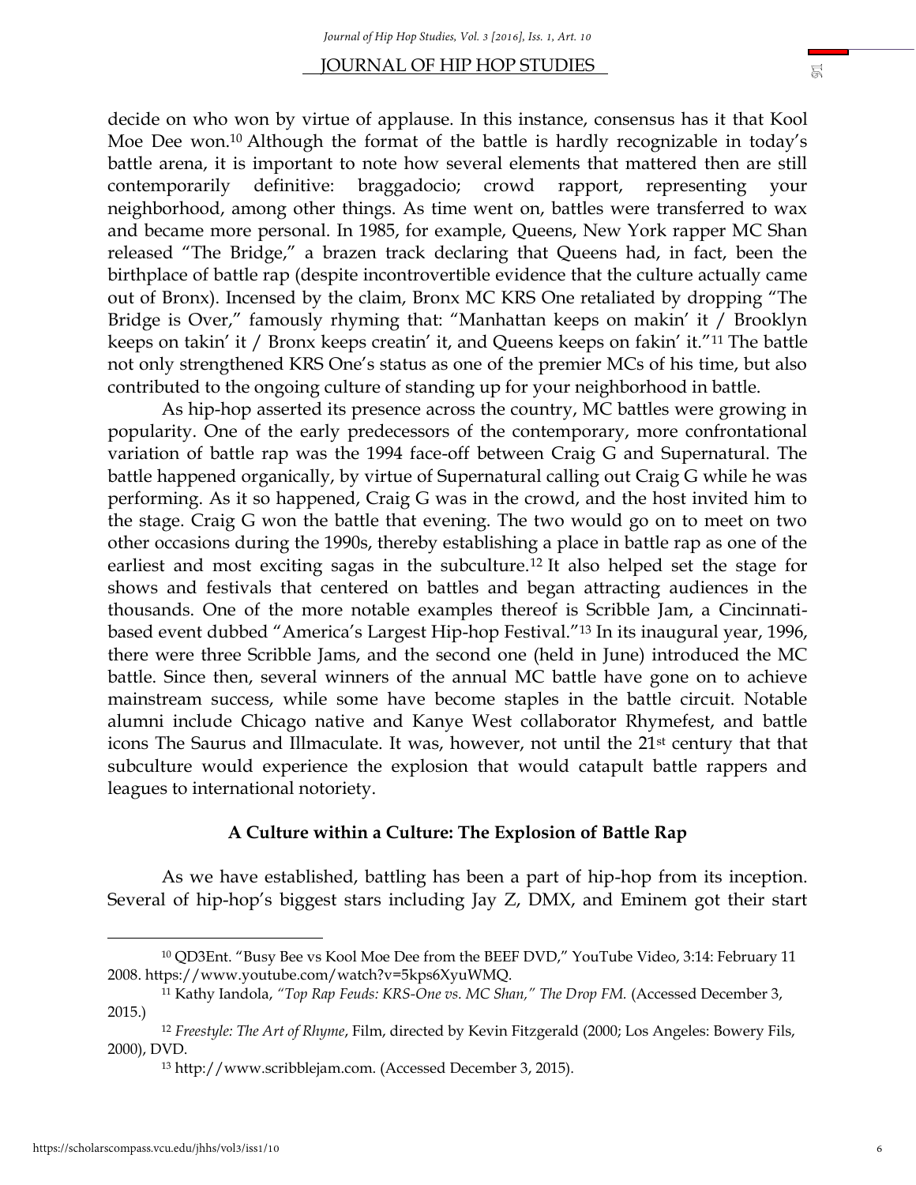decide on who won by virtue of applause. In this instance, consensus has it that Kool Moe Dee won.[10] Although the format of the battle is hardly recognizable in today's battle arena, it is important to note how several elements that mattered then are still contemporarily definitive: braggadocio; crowd rapport, representing your neighborhood, among other things. As time went on, battles were transferred to wax and became more personal. In 1985, for example, Queens, New York rapper MC Shan released "The Bridge," a brazen track declaring that Queens had, in fact, been the birthplace of battle rap (despite incontrovertible evidence that the culture actually came out of Bronx). Incensed by the claim, Bronx MC KRS One retaliated by dropping "The Bridge is Over," famously rhyming that: "Manhattan keeps on makin' it / Brooklyn keeps on takin' it / Bronx keeps creatin' it, and Queens keeps on fakin' it."[11] The battle not only strengthened KRS One's status as one of the premier MCs of his time, but also contributed to the ongoing culture of standing up for your neighborhood in battle.

As hip-hop asserted its presence across the country, MC battles were growing in popularity. One of the early predecessors of the contemporary, more confrontational variation of battle rap was the 1994 face-off between Craig G and Supernatural. The battle happened organically, by virtue of Supernatural calling out Craig G while he was performing. As it so happened, Craig G was in the crowd, and the host invited him to the stage. Craig G won the battle that evening. The two would go on to meet on two other occasions during the 1990s, thereby establishing a place in battle rap as one of the earliest and most exciting sagas in the subculture.[12] It also helped set the stage for shows and festivals that centered on battles and began attracting audiences in the thousands. One of the more notable examples thereof is Scribble Jam, a Cincinnati-based event dubbed "America's Largest Hip-hop Festival."[13] In its inaugural year, 1996, there were three Scribble Jams, and the second one (held in June) introduced the MC battle. Since then, several winners of the annual MC battle have gone on to achieve mainstream success, while some have become staples in the battle circuit. Notable alumni include Chicago native and Kanye West collaborator Rhymefest, and battle icons The Saurus and Illmaculate. It was, however, not until the 21st century that that subculture would experience the explosion that would catapult battle rappers and leagues to international notoriety.

## A Culture within a Culture: The Explosion of Battle Rap

As we have established, battling has been a part of hip-hop from its inception. Several of hip-hop's biggest stars including Jay Z, DMX, and Eminem got their start

---

[10] QD3Ent. "Busy Bee vs Kool Moe Dee from the BEEF DVD," YouTube Video, 3:14: February 11 2008. https://www.youtube.com/watch?v=5kps6XyuWMQ.

[11] Kathy Iandola, *"Top Rap Feuds: KRS-One vs. MC Shan," The Drop FM.* (Accessed December 3, 2015.)

[12] *Freestyle: The Art of Rhyme*, Film, directed by Kevin Fitzgerald (2000; Los Angeles: Bowery Fils, 2000), DVD.

[13] http://www.scribblejam.com. (Accessed December 3, 2015).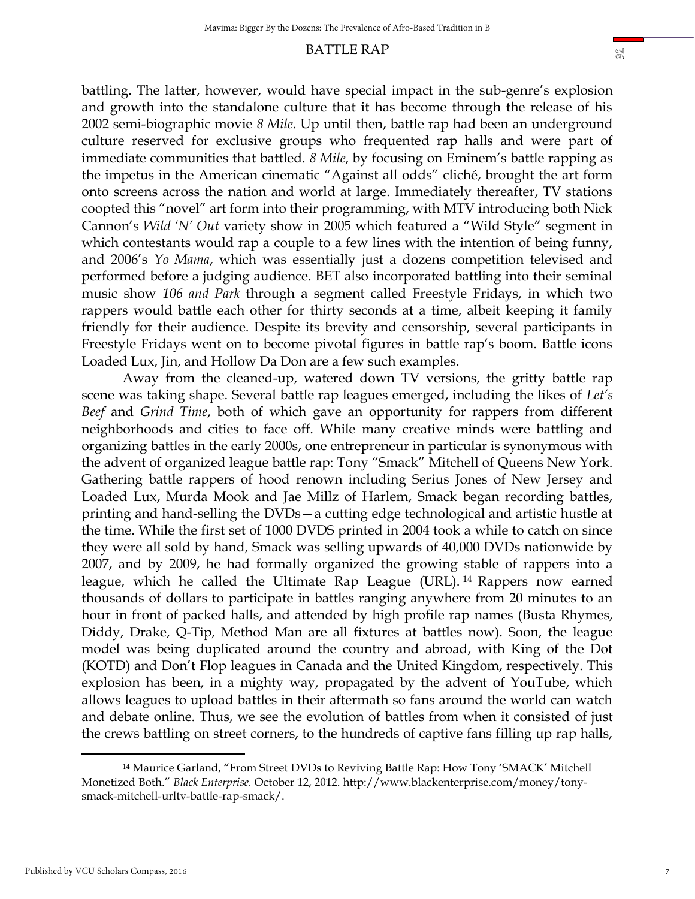battling. The latter, however, would have special impact in the sub-genre's explosion and growth into the standalone culture that it has become through the release of his 2002 semi-biographic movie *8 Mile*. Up until then, battle rap had been an underground culture reserved for exclusive groups who frequented rap halls and were part of immediate communities that battled. *8 Mile*, by focusing on Eminem's battle rapping as the impetus in the American cinematic "Against all odds" cliché, brought the art form onto screens across the nation and world at large. Immediately thereafter, TV stations coopted this "novel" art form into their programming, with MTV introducing both Nick Cannon's *Wild 'N' Out* variety show in 2005 which featured a "Wild Style" segment in which contestants would rap a couple to a few lines with the intention of being funny, and 2006's *Yo Mama*, which was essentially just a dozens competition televised and performed before a judging audience. BET also incorporated battling into their seminal music show *106 and Park* through a segment called Freestyle Fridays, in which two rappers would battle each other for thirty seconds at a time, albeit keeping it family friendly for their audience. Despite its brevity and censorship, several participants in Freestyle Fridays went on to become pivotal figures in battle rap's boom. Battle icons Loaded Lux, Jin, and Hollow Da Don are a few such examples.

Away from the cleaned-up, watered down TV versions, the gritty battle rap scene was taking shape. Several battle rap leagues emerged, including the likes of *Let's Beef* and *Grind Time*, both of which gave an opportunity for rappers from different neighborhoods and cities to face off. While many creative minds were battling and organizing battles in the early 2000s, one entrepreneur in particular is synonymous with the advent of organized league battle rap: Tony "Smack" Mitchell of Queens New York. Gathering battle rappers of hood renown including Serius Jones of New Jersey and Loaded Lux, Murda Mook and Jae Millz of Harlem, Smack began recording battles, printing and hand-selling the DVDs—a cutting edge technological and artistic hustle at the time. While the first set of 1000 DVDS printed in 2004 took a while to catch on since they were all sold by hand, Smack was selling upwards of 40,000 DVDs nationwide by 2007, and by 2009, he had formally organized the growing stable of rappers into a league, which he called the Ultimate Rap League (URL).[14] Rappers now earned thousands of dollars to participate in battles ranging anywhere from 20 minutes to an hour in front of packed halls, and attended by high profile rap names (Busta Rhymes, Diddy, Drake, Q-Tip, Method Man are all fixtures at battles now). Soon, the league model was being duplicated around the country and abroad, with King of the Dot (KOTD) and Don't Flop leagues in Canada and the United Kingdom, respectively. This explosion has been, in a mighty way, propagated by the advent of YouTube, which allows leagues to upload battles in their aftermath so fans around the world can watch and debate online. Thus, we see the evolution of battles from when it consisted of just the crews battling on street corners, to the hundreds of captive fans filling up rap halls,

---

[14] Maurice Garland, "From Street DVDs to Reviving Battle Rap: How Tony 'SMACK' Mitchell Monetized Both." *Black Enterprise.* October 12, 2012. http://www.blackenterprise.com/money/tony-smack-mitchell-urltv-battle-rap-smack/.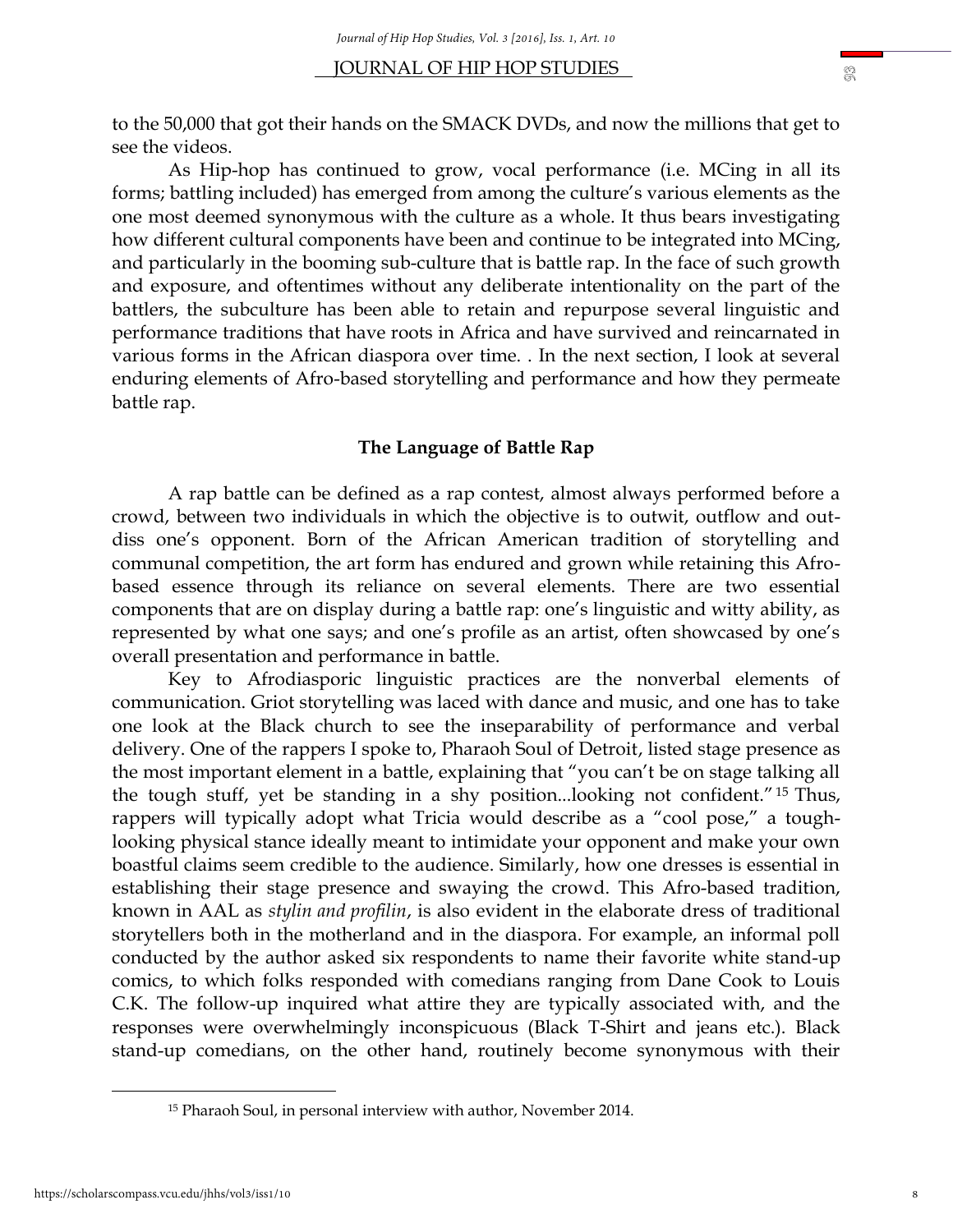to the 50,000 that got their hands on the SMACK DVDs, and now the millions that get to see the videos.

As Hip-hop has continued to grow, vocal performance (i.e. MCing in all its forms; battling included) has emerged from among the culture's various elements as the one most deemed synonymous with the culture as a whole. It thus bears investigating how different cultural components have been and continue to be integrated into MCing, and particularly in the booming sub-culture that is battle rap. In the face of such growth and exposure, and oftentimes without any deliberate intentionality on the part of the battlers, the subculture has been able to retain and repurpose several linguistic and performance traditions that have roots in Africa and have survived and reincarnated in various forms in the African diaspora over time. . In the next section, I look at several enduring elements of Afro-based storytelling and performance and how they permeate battle rap.

## The Language of Battle Rap

A rap battle can be defined as a rap contest, almost always performed before a crowd, between two individuals in which the objective is to outwit, outflow and out-diss one's opponent. Born of the African American tradition of storytelling and communal competition, the art form has endured and grown while retaining this Afro-based essence through its reliance on several elements. There are two essential components that are on display during a battle rap: one's linguistic and witty ability, as represented by what one says; and one's profile as an artist, often showcased by one's overall presentation and performance in battle.

Key to Afrodiasporic linguistic practices are the nonverbal elements of communication. Griot storytelling was laced with dance and music, and one has to take one look at the Black church to see the inseparability of performance and verbal delivery. One of the rappers I spoke to, Pharaoh Soul of Detroit, listed stage presence as the most important element in a battle, explaining that "you can't be on stage talking all the tough stuff, yet be standing in a shy position...looking not confident."[15] Thus, rappers will typically adopt what Tricia would describe as a "cool pose," a tough-looking physical stance ideally meant to intimidate your opponent and make your own boastful claims seem credible to the audience. Similarly, how one dresses is essential in establishing their stage presence and swaying the crowd. This Afro-based tradition, known in AAL as *stylin and profilin*, is also evident in the elaborate dress of traditional storytellers both in the motherland and in the diaspora. For example, an informal poll conducted by the author asked six respondents to name their favorite white stand-up comics, to which folks responded with comedians ranging from Dane Cook to Louis C.K. The follow-up inquired what attire they are typically associated with, and the responses were overwhelmingly inconspicuous (Black T-Shirt and jeans etc.). Black stand-up comedians, on the other hand, routinely become synonymous with their

[15] Pharaoh Soul, in personal interview with author, November 2014.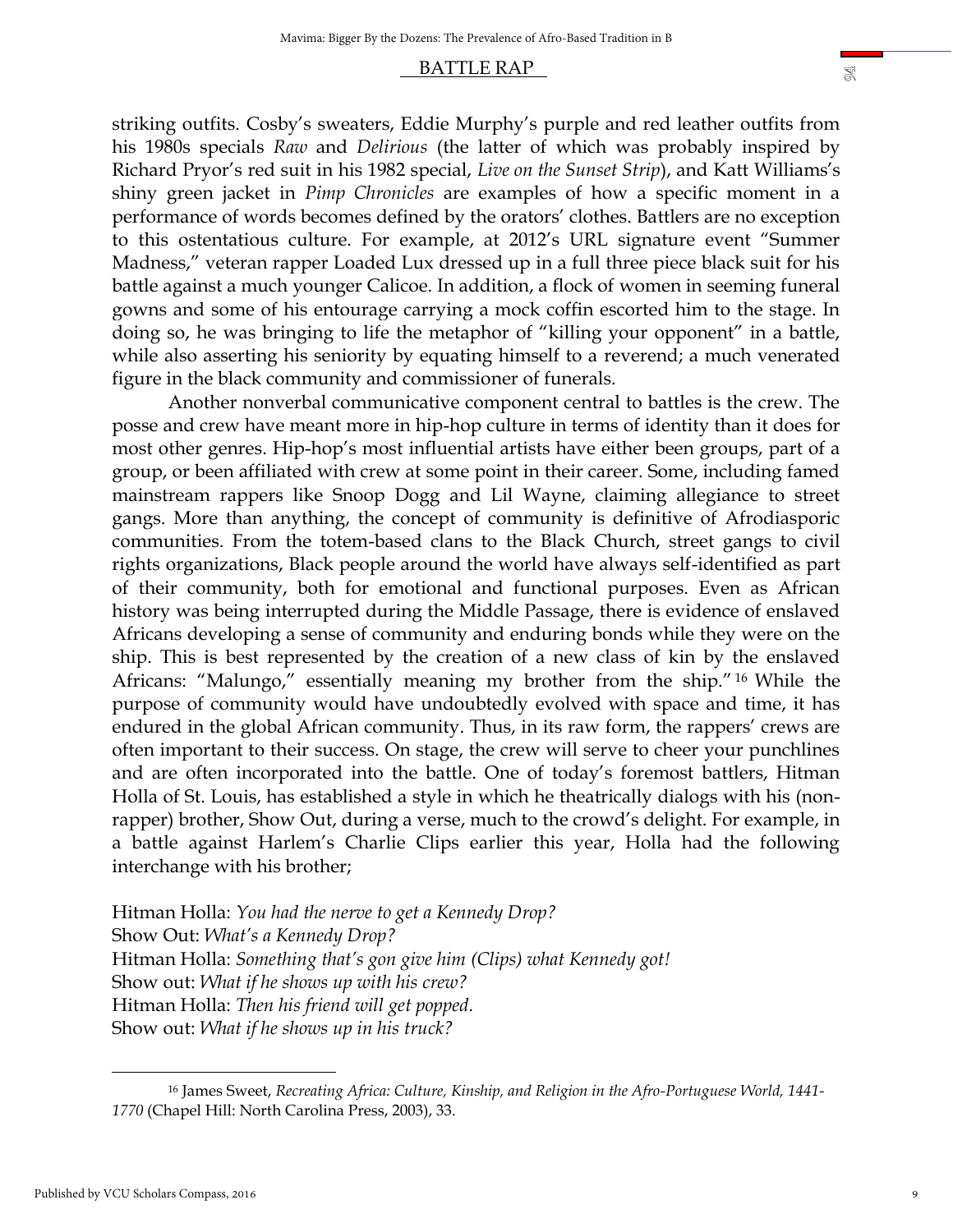striking outfits. Cosby's sweaters, Eddie Murphy's purple and red leather outfits from his 1980s specials *Raw* and *Delirious* (the latter of which was probably inspired by Richard Pryor's red suit in his 1982 special, *Live on the Sunset Strip*), and Katt Williams's shiny green jacket in *Pimp Chronicles* are examples of how a specific moment in a performance of words becomes defined by the orators' clothes. Battlers are no exception to this ostentatious culture. For example, at 2012's URL signature event "Summer Madness," veteran rapper Loaded Lux dressed up in a full three piece black suit for his battle against a much younger Calicoe. In addition, a flock of women in seeming funeral gowns and some of his entourage carrying a mock coffin escorted him to the stage. In doing so, he was bringing to life the metaphor of "killing your opponent" in a battle, while also asserting his seniority by equating himself to a reverend; a much venerated figure in the black community and commissioner of funerals.

Another nonverbal communicative component central to battles is the crew. The posse and crew have meant more in hip-hop culture in terms of identity than it does for most other genres. Hip-hop's most influential artists have either been groups, part of a group, or been affiliated with crew at some point in their career. Some, including famed mainstream rappers like Snoop Dogg and Lil Wayne, claiming allegiance to street gangs. More than anything, the concept of community is definitive of Afrodiasporic communities. From the totem-based clans to the Black Church, street gangs to civil rights organizations, Black people around the world have always self-identified as part of their community, both for emotional and functional purposes. Even as African history was being interrupted during the Middle Passage, there is evidence of enslaved Africans developing a sense of community and enduring bonds while they were on the ship. This is best represented by the creation of a new class of kin by the enslaved Africans: "Malungo," essentially meaning my brother from the ship."[16] While the purpose of community would have undoubtedly evolved with space and time, it has endured in the global African community. Thus, in its raw form, the rappers' crews are often important to their success. On stage, the crew will serve to cheer your punchlines and are often incorporated into the battle. One of today's foremost battlers, Hitman Holla of St. Louis, has established a style in which he theatrically dialogs with his (non-rapper) brother, Show Out, during a verse, much to the crowd's delight. For example, in a battle against Harlem's Charlie Clips earlier this year, Holla had the following interchange with his brother;

Hitman Holla: *You had the nerve to get a Kennedy Drop?*
Show Out: *What's a Kennedy Drop?*
Hitman Holla: *Something that's gon give him (Clips) what Kennedy got!*
Show out: *What if he shows up with his crew?*
Hitman Holla: *Then his friend will get popped.*
Show out: *What if he shows up in his truck?*

---

[16] James Sweet, *Recreating Africa: Culture, Kinship, and Religion in the Afro-Portuguese World, 1441-1770* (Chapel Hill: North Carolina Press, 2003), 33.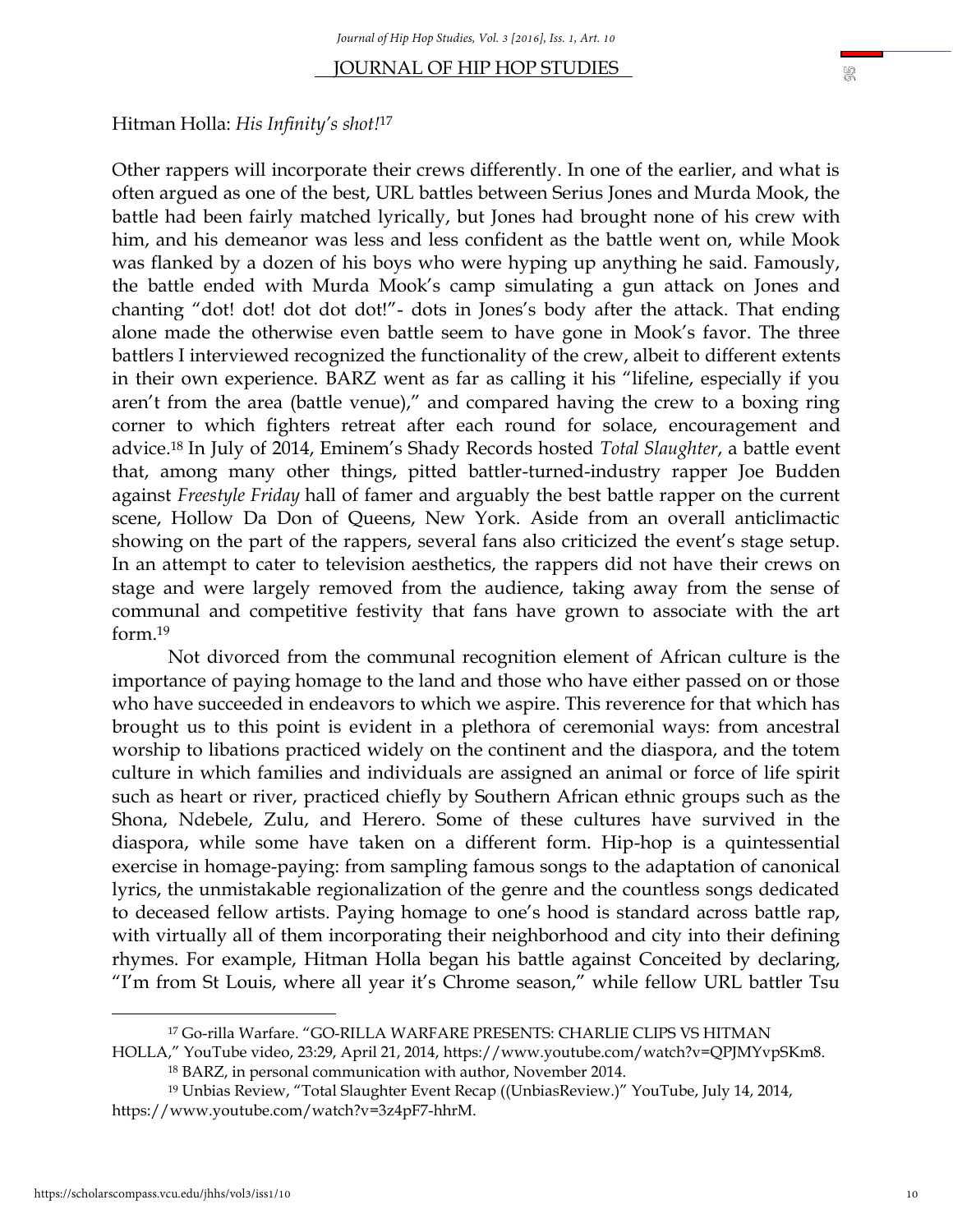Hitman Holla: *His Infinity's shot!*[17]

Other rappers will incorporate their crews differently. In one of the earlier, and what is often argued as one of the best, URL battles between Serius Jones and Murda Mook, the battle had been fairly matched lyrically, but Jones had brought none of his crew with him, and his demeanor was less and less confident as the battle went on, while Mook was flanked by a dozen of his boys who were hyping up anything he said. Famously, the battle ended with Murda Mook's camp simulating a gun attack on Jones and chanting "dot! dot! dot dot dot!"- dots in Jones's body after the attack. That ending alone made the otherwise even battle seem to have gone in Mook's favor. The three battlers I interviewed recognized the functionality of the crew, albeit to different extents in their own experience. BARZ went as far as calling it his "lifeline, especially if you aren't from the area (battle venue)," and compared having the crew to a boxing ring corner to which fighters retreat after each round for solace, encouragement and advice.[18] In July of 2014, Eminem's Shady Records hosted *Total Slaughter*, a battle event that, among many other things, pitted battler-turned-industry rapper Joe Budden against *Freestyle Friday* hall of famer and arguably the best battle rapper on the current scene, Hollow Da Don of Queens, New York. Aside from an overall anticlimactic showing on the part of the rappers, several fans also criticized the event's stage setup. In an attempt to cater to television aesthetics, the rappers did not have their crews on stage and were largely removed from the audience, taking away from the sense of communal and competitive festivity that fans have grown to associate with the art form.[19]

Not divorced from the communal recognition element of African culture is the importance of paying homage to the land and those who have either passed on or those who have succeeded in endeavors to which we aspire. This reverence for that which has brought us to this point is evident in a plethora of ceremonial ways: from ancestral worship to libations practiced widely on the continent and the diaspora, and the totem culture in which families and individuals are assigned an animal or force of life spirit such as heart or river, practiced chiefly by Southern African ethnic groups such as the Shona, Ndebele, Zulu, and Herero. Some of these cultures have survived in the diaspora, while some have taken on a different form. Hip-hop is a quintessential exercise in homage-paying: from sampling famous songs to the adaptation of canonical lyrics, the unmistakable regionalization of the genre and the countless songs dedicated to deceased fellow artists. Paying homage to one's hood is standard across battle rap, with virtually all of them incorporating their neighborhood and city into their defining rhymes. For example, Hitman Holla began his battle against Conceited by declaring, "I'm from St Louis, where all year it's Chrome season," while fellow URL battler Tsu

---

[17] Go-rilla Warfare. "GO-RILLA WARFARE PRESENTS: CHARLIE CLIPS VS HITMAN HOLLA," YouTube video, 23:29, April 21, 2014, https://www.youtube.com/watch?v=QPJMYvpSKm8.

[18] BARZ, in personal communication with author, November 2014.

[19] Unbias Review, "Total Slaughter Event Recap ((UnbiasReview.)" YouTube, July 14, 2014, https://www.youtube.com/watch?v=3z4pF7-hhrM.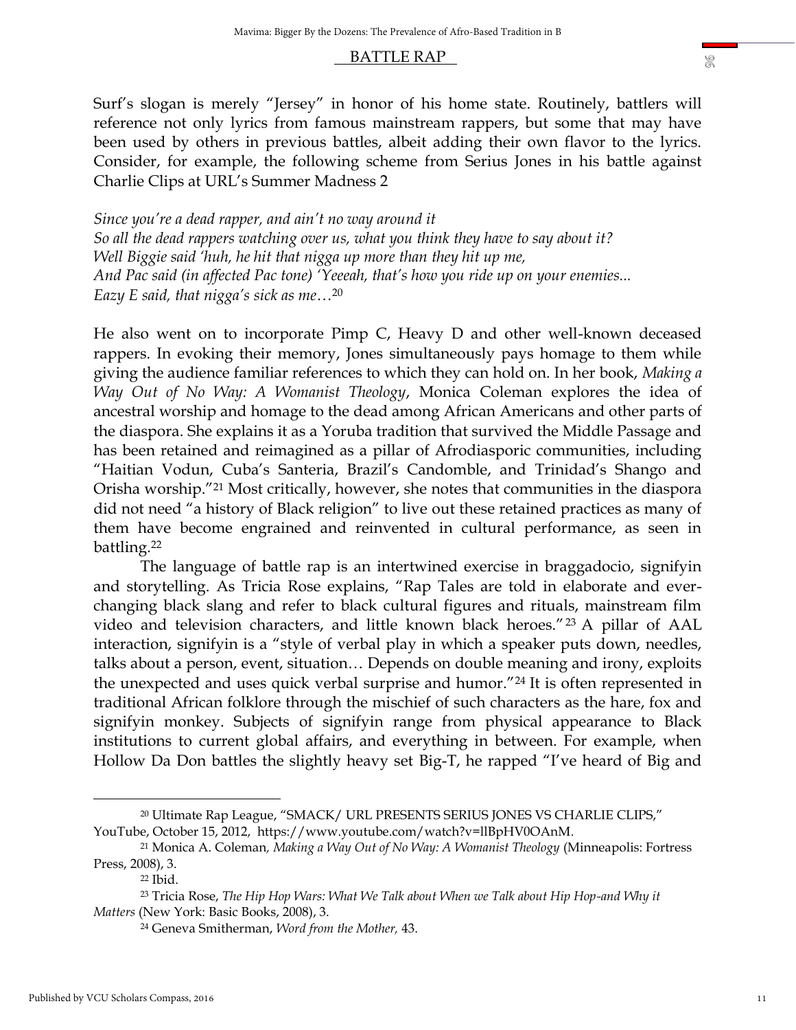Surf's slogan is merely "Jersey" in honor of his home state. Routinely, battlers will reference not only lyrics from famous mainstream rappers, but some that may have been used by others in previous battles, albeit adding their own flavor to the lyrics. Consider, for example, the following scheme from Serius Jones in his battle against Charlie Clips at URL's Summer Madness 2

*Since you're a dead rapper, and ain't no way around it*
*So all the dead rappers watching over us, what you think they have to say about it?*
*Well Biggie said 'huh, he hit that nigga up more than they hit up me,*
*And Pac said (in affected Pac tone) 'Yeeeah, that's how you ride up on your enemies...*
*Eazy E said, that nigga's sick as me…*[20]

He also went on to incorporate Pimp C, Heavy D and other well-known deceased rappers. In evoking their memory, Jones simultaneously pays homage to them while giving the audience familiar references to which they can hold on. In her book, *Making a Way Out of No Way: A Womanist Theology*, Monica Coleman explores the idea of ancestral worship and homage to the dead among African Americans and other parts of the diaspora. She explains it as a Yoruba tradition that survived the Middle Passage and has been retained and reimagined as a pillar of Afrodiasporic communities, including "Haitian Vodun, Cuba's Santeria, Brazil's Candomble, and Trinidad's Shango and Orisha worship."[21] Most critically, however, she notes that communities in the diaspora did not need "a history of Black religion" to live out these retained practices as many of them have become engrained and reinvented in cultural performance, as seen in battling.[22]

The language of battle rap is an intertwined exercise in braggadocio, signifyin and storytelling. As Tricia Rose explains, "Rap Tales are told in elaborate and ever-changing black slang and refer to black cultural figures and rituals, mainstream film video and television characters, and little known black heroes."[23] A pillar of AAL interaction, signifyin is a "style of verbal play in which a speaker puts down, needles, talks about a person, event, situation… Depends on double meaning and irony, exploits the unexpected and uses quick verbal surprise and humor."[24] It is often represented in traditional African folklore through the mischief of such characters as the hare, fox and signifyin monkey. Subjects of signifyin range from physical appearance to Black institutions to current global affairs, and everything in between. For example, when Hollow Da Don battles the slightly heavy set Big-T, he rapped "I've heard of Big and

---

[20] Ultimate Rap League, "SMACK/ URL PRESENTS SERIUS JONES VS CHARLIE CLIPS," YouTube, October 15, 2012, https://www.youtube.com/watch?v=llBpHV0OAnM.

[21] Monica A. Coleman, *Making a Way Out of No Way: A Womanist Theology* (Minneapolis: Fortress Press, 2008), 3.

[22] Ibid.

[23] Tricia Rose, *The Hip Hop Wars: What We Talk about When we Talk about Hip Hop-and Why it Matters* (New York: Basic Books, 2008), 3.

[24] Geneva Smitherman, *Word from the Mother,* 43.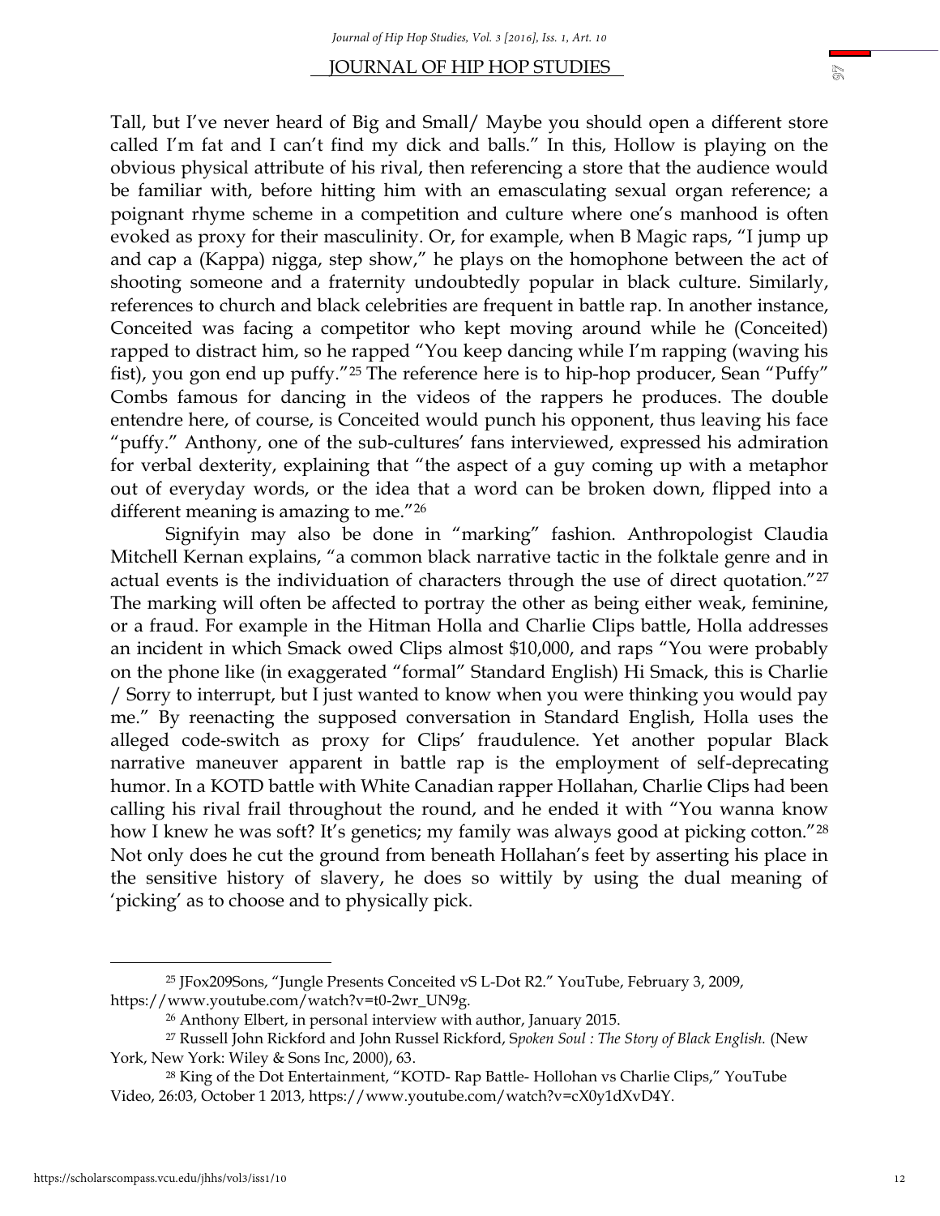Tall, but I've never heard of Big and Small/ Maybe you should open a different store called I'm fat and I can't find my dick and balls." In this, Hollow is playing on the obvious physical attribute of his rival, then referencing a store that the audience would be familiar with, before hitting him with an emasculating sexual organ reference; a poignant rhyme scheme in a competition and culture where one's manhood is often evoked as proxy for their masculinity. Or, for example, when B Magic raps, "I jump up and cap a (Kappa) nigga, step show," he plays on the homophone between the act of shooting someone and a fraternity undoubtedly popular in black culture. Similarly, references to church and black celebrities are frequent in battle rap. In another instance, Conceited was facing a competitor who kept moving around while he (Conceited) rapped to distract him, so he rapped "You keep dancing while I'm rapping (waving his fist), you gon end up puffy."[25] The reference here is to hip-hop producer, Sean "Puffy" Combs famous for dancing in the videos of the rappers he produces. The double entendre here, of course, is Conceited would punch his opponent, thus leaving his face "puffy." Anthony, one of the sub-cultures' fans interviewed, expressed his admiration for verbal dexterity, explaining that "the aspect of a guy coming up with a metaphor out of everyday words, or the idea that a word can be broken down, flipped into a different meaning is amazing to me."[26]

Signifyin may also be done in "marking" fashion. Anthropologist Claudia Mitchell Kernan explains, "a common black narrative tactic in the folktale genre and in actual events is the individuation of characters through the use of direct quotation."[27] The marking will often be affected to portray the other as being either weak, feminine, or a fraud. For example in the Hitman Holla and Charlie Clips battle, Holla addresses an incident in which Smack owed Clips almost $10,000, and raps "You were probably on the phone like (in exaggerated "formal" Standard English) Hi Smack, this is Charlie / Sorry to interrupt, but I just wanted to know when you were thinking you would pay me." By reenacting the supposed conversation in Standard English, Holla uses the alleged code-switch as proxy for Clips' fraudulence. Yet another popular Black narrative maneuver apparent in battle rap is the employment of self-deprecating humor. In a KOTD battle with White Canadian rapper Hollahan, Charlie Clips had been calling his rival frail throughout the round, and he ended it with "You wanna know how I knew he was soft? It's genetics; my family was always good at picking cotton."[28] Not only does he cut the ground from beneath Hollahan's feet by asserting his place in the sensitive history of slavery, he does so wittily by using the dual meaning of 'picking' as to choose and to physically pick.

---

[25] JFox209Sons, "Jungle Presents Conceited vS L-Dot R2." YouTube, February 3, 2009, https://www.youtube.com/watch?v=t0-2wr_UN9g.

[26] Anthony Elbert, in personal interview with author, January 2015.

[27] Russell John Rickford and John Russel Rickford, *Spoken Soul : The Story of Black English.* (New York, New York: Wiley & Sons Inc, 2000), 63.

[28] King of the Dot Entertainment, "KOTD- Rap Battle- Hollohan vs Charlie Clips," YouTube Video, 26:03, October 1 2013, https://www.youtube.com/watch?v=cX0y1dXvD4Y.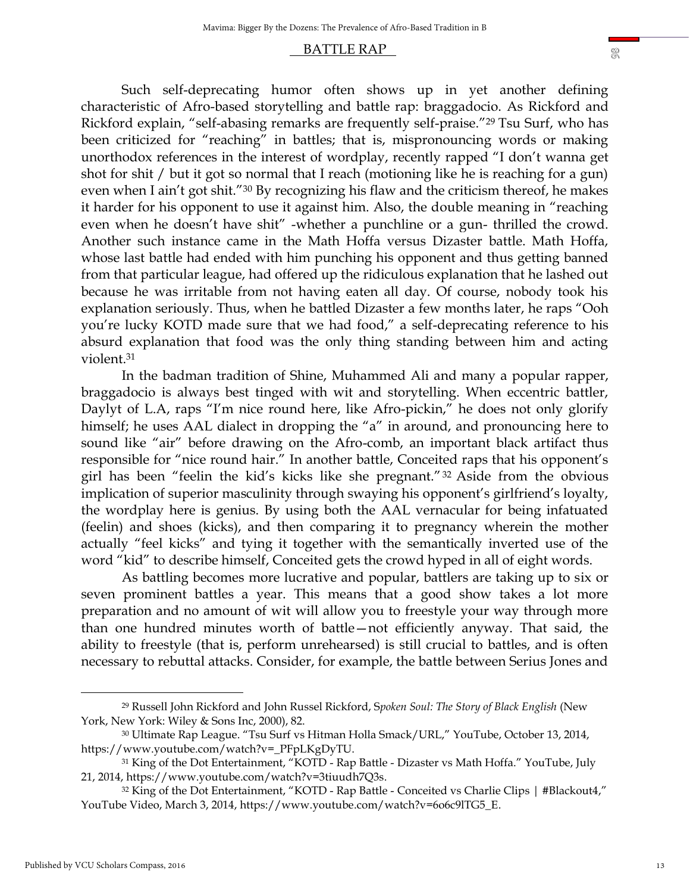Such self-deprecating humor often shows up in yet another defining characteristic of Afro-based storytelling and battle rap: braggadocio. As Rickford and Rickford explain, "self-abasing remarks are frequently self-praise."[29] Tsu Surf, who has been criticized for "reaching" in battles; that is, mispronouncing words or making unorthodox references in the interest of wordplay, recently rapped "I don't wanna get shot for shit / but it got so normal that I reach (motioning like he is reaching for a gun) even when I ain't got shit."[30] By recognizing his flaw and the criticism thereof, he makes it harder for his opponent to use it against him. Also, the double meaning in "reaching even when he doesn't have shit" -whether a punchline or a gun- thrilled the crowd. Another such instance came in the Math Hoffa versus Dizaster battle. Math Hoffa, whose last battle had ended with him punching his opponent and thus getting banned from that particular league, had offered up the ridiculous explanation that he lashed out because he was irritable from not having eaten all day. Of course, nobody took his explanation seriously. Thus, when he battled Dizaster a few months later, he raps "Ooh you're lucky KOTD made sure that we had food," a self-deprecating reference to his absurd explanation that food was the only thing standing between him and acting violent.[31]

In the badman tradition of Shine, Muhammed Ali and many a popular rapper, braggadocio is always best tinged with wit and storytelling. When eccentric battler, Daylyt of L.A, raps "I'm nice round here, like Afro-pickin," he does not only glorify himself; he uses AAL dialect in dropping the "a" in around, and pronouncing here to sound like "air" before drawing on the Afro-comb, an important black artifact thus responsible for "nice round hair." In another battle, Conceited raps that his opponent's girl has been "feelin the kid's kicks like she pregnant."[32] Aside from the obvious implication of superior masculinity through swaying his opponent's girlfriend's loyalty, the wordplay here is genius. By using both the AAL vernacular for being infatuated (feelin) and shoes (kicks), and then comparing it to pregnancy wherein the mother actually "feel kicks" and tying it together with the semantically inverted use of the word "kid" to describe himself, Conceited gets the crowd hyped in all of eight words.

As battling becomes more lucrative and popular, battlers are taking up to six or seven prominent battles a year. This means that a good show takes a lot more preparation and no amount of wit will allow you to freestyle your way through more than one hundred minutes worth of battle—not efficiently anyway. That said, the ability to freestyle (that is, perform unrehearsed) is still crucial to battles, and is often necessary to rebuttal attacks. Consider, for example, the battle between Serius Jones and

---

[29] Russell John Rickford and John Russel Rickford, *Spoken Soul: The Story of Black English* (New York, New York: Wiley & Sons Inc, 2000), 82.

[30] Ultimate Rap League. "Tsu Surf vs Hitman Holla Smack/URL," YouTube, October 13, 2014, https://www.youtube.com/watch?v=_PFpLKgDyTU.

[31] King of the Dot Entertainment, "KOTD - Rap Battle - Dizaster vs Math Hoffa." YouTube, July 21, 2014, https://www.youtube.com/watch?v=3tiuudh7Q3s.

[32] King of the Dot Entertainment, "KOTD - Rap Battle - Conceited vs Charlie Clips | #Blackout4," YouTube Video, March 3, 2014, https://www.youtube.com/watch?v=6o6c9lTG5_E.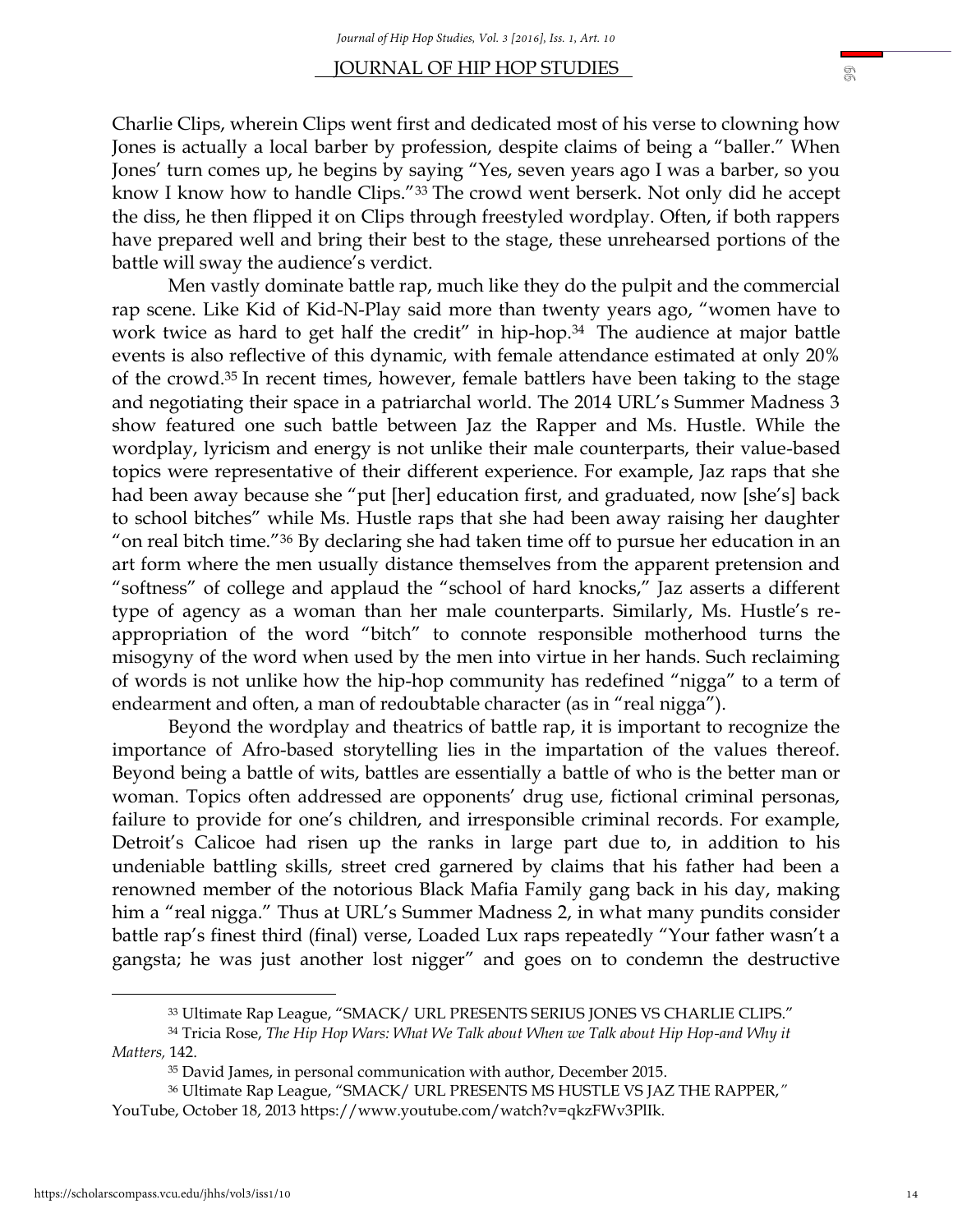Charlie Clips, wherein Clips went first and dedicated most of his verse to clowning how Jones is actually a local barber by profession, despite claims of being a "baller." When Jones' turn comes up, he begins by saying "Yes, seven years ago I was a barber, so you know I know how to handle Clips."[33] The crowd went berserk. Not only did he accept the diss, he then flipped it on Clips through freestyled wordplay. Often, if both rappers have prepared well and bring their best to the stage, these unrehearsed portions of the battle will sway the audience's verdict.

Men vastly dominate battle rap, much like they do the pulpit and the commercial rap scene. Like Kid of Kid-N-Play said more than twenty years ago, "women have to work twice as hard to get half the credit" in hip-hop.[34] The audience at major battle events is also reflective of this dynamic, with female attendance estimated at only 20% of the crowd.[35] In recent times, however, female battlers have been taking to the stage and negotiating their space in a patriarchal world. The 2014 URL's Summer Madness 3 show featured one such battle between Jaz the Rapper and Ms. Hustle. While the wordplay, lyricism and energy is not unlike their male counterparts, their value-based topics were representative of their different experience. For example, Jaz raps that she had been away because she "put [her] education first, and graduated, now [she's] back to school bitches" while Ms. Hustle raps that she had been away raising her daughter "on real bitch time."[36] By declaring she had taken time off to pursue her education in an art form where the men usually distance themselves from the apparent pretension and "softness" of college and applaud the "school of hard knocks," Jaz asserts a different type of agency as a woman than her male counterparts. Similarly, Ms. Hustle's re-appropriation of the word "bitch" to connote responsible motherhood turns the misogyny of the word when used by the men into virtue in her hands. Such reclaiming of words is not unlike how the hip-hop community has redefined "nigga" to a term of endearment and often, a man of redoubtable character (as in "real nigga").

Beyond the wordplay and theatrics of battle rap, it is important to recognize the importance of Afro-based storytelling lies in the impartation of the values thereof. Beyond being a battle of wits, battles are essentially a battle of who is the better man or woman. Topics often addressed are opponents' drug use, fictional criminal personas, failure to provide for one's children, and irresponsible criminal records. For example, Detroit's Calicoe had risen up the ranks in large part due to, in addition to his undeniable battling skills, street cred garnered by claims that his father had been a renowned member of the notorious Black Mafia Family gang back in his day, making him a "real nigga." Thus at URL's Summer Madness 2, in what many pundits consider battle rap's finest third (final) verse, Loaded Lux raps repeatedly "Your father wasn't a gangsta; he was just another lost nigger" and goes on to condemn the destructive

---

[33] Ultimate Rap League, "SMACK/ URL PRESENTS SERIUS JONES VS CHARLIE CLIPS."

[34] Tricia Rose, *The Hip Hop Wars: What We Talk about When we Talk about Hip Hop-and Why it Matters*, 142.

[35] David James, in personal communication with author, December 2015.

[36] Ultimate Rap League, "SMACK/ URL PRESENTS MS HUSTLE VS JAZ THE RAPPER," YouTube, October 18, 2013 https://www.youtube.com/watch?v=qkzFWv3PlIk.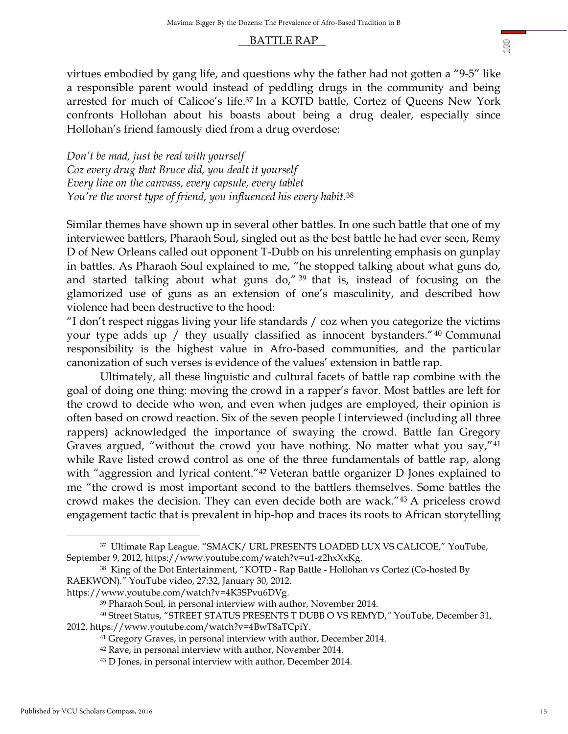virtues embodied by gang life, and questions why the father had not gotten a "9-5" like a responsible parent would instead of peddling drugs in the community and being arrested for much of Calicoe's life.[37] In a KOTD battle, Cortez of Queens New York confronts Hollohan about his boasts about being a drug dealer, especially since Hollohan's friend famously died from a drug overdose:

*Don't be mad, just be real with yourself*
*Coz every drug that Bruce did, you dealt it yourself*
*Every line on the canvass, every capsule, every tablet*
*You're the worst type of friend, you influenced his every habit.*[38]

Similar themes have shown up in several other battles. In one such battle that one of my interviewee battlers, Pharaoh Soul, singled out as the best battle he had ever seen, Remy D of New Orleans called out opponent T-Dubb on his unrelenting emphasis on gunplay in battles. As Pharaoh Soul explained to me, "he stopped talking about what guns do, and started talking about what guns do,"[39] that is, instead of focusing on the glamorized use of guns as an extension of one's masculinity, and described how violence had been destructive to the hood:

"I don't respect niggas living your life standards / coz when you categorize the victims your type adds up / they usually classified as innocent bystanders."[40] Communal responsibility is the highest value in Afro-based communities, and the particular canonization of such verses is evidence of the values' extension in battle rap.

Ultimately, all these linguistic and cultural facets of battle rap combine with the goal of doing one thing: moving the crowd in a rapper's favor. Most battles are left for the crowd to decide who won, and even when judges are employed, their opinion is often based on crowd reaction. Six of the seven people I interviewed (including all three rappers) acknowledged the importance of swaying the crowd. Battle fan Gregory Graves argued, "without the crowd you have nothing. No matter what you say,"[41] while Rave listed crowd control as one of the three fundamentals of battle rap, along with "aggression and lyrical content."[42] Veteran battle organizer D Jones explained to me "the crowd is most important second to the battlers themselves. Some battles the crowd makes the decision. They can even decide both are wack."[43] A priceless crowd engagement tactic that is prevalent in hip-hop and traces its roots to African storytelling

---

[37] Ultimate Rap League. "SMACK/ URL PRESENTS LOADED LUX VS CALICOE," YouTube, September 9, 2012, https://www.youtube.com/watch?v=u1-z2hxXxKg.

[38] King of the Dot Entertainment, "KOTD - Rap Battle - Hollohan vs Cortez (Co-hosted By RAEKWON)." YouTube video, 27:32, January 30, 2012. https://www.youtube.com/watch?v=4K3SPvu6DVg.

[39] Pharaoh Soul, in personal interview with author, November 2014.

[40] Street Status, "STREET STATUS PRESENTS T DUBB O VS REMYD," YouTube, December 31, 2012, https://www.youtube.com/watch?v=4BwT8aTCpiY.

[41] Gregory Graves, in personal interview with author, December 2014.

[42] Rave, in personal interview with author, November 2014.

[43] D Jones, in personal interview with author, December 2014.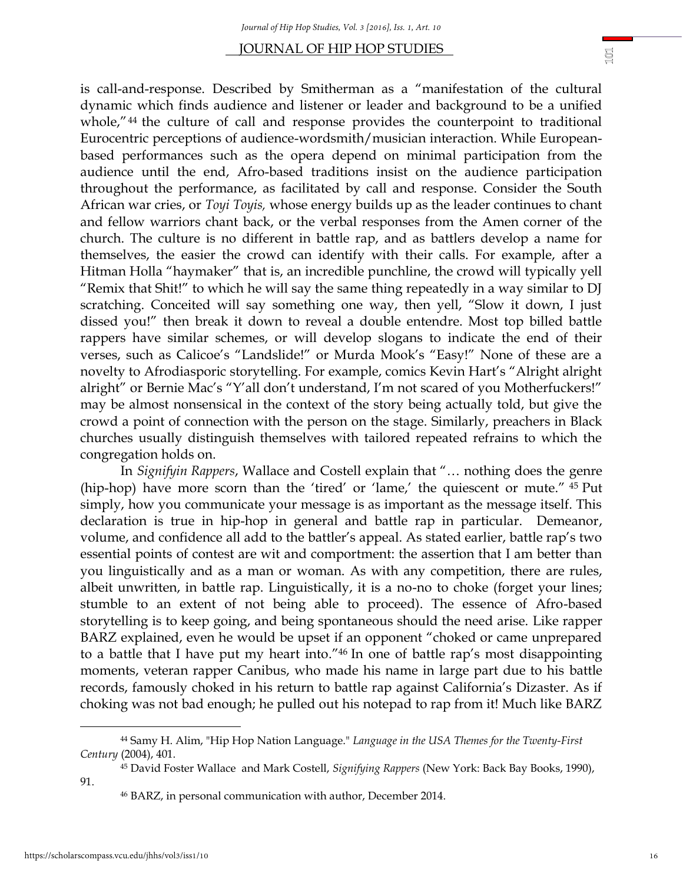is call-and-response. Described by Smitherman as a "manifestation of the cultural dynamic which finds audience and listener or leader and background to be a unified whole,"[44] the culture of call and response provides the counterpoint to traditional Eurocentric perceptions of audience-wordsmith/musician interaction. While European-based performances such as the opera depend on minimal participation from the audience until the end, Afro-based traditions insist on the audience participation throughout the performance, as facilitated by call and response. Consider the South African war cries, or *Toyi Toyis,* whose energy builds up as the leader continues to chant and fellow warriors chant back, or the verbal responses from the Amen corner of the church. The culture is no different in battle rap, and as battlers develop a name for themselves, the easier the crowd can identify with their calls. For example, after a Hitman Holla "haymaker" that is, an incredible punchline, the crowd will typically yell "Remix that Shit!" to which he will say the same thing repeatedly in a way similar to DJ scratching. Conceited will say something one way, then yell, "Slow it down, I just dissed you!" then break it down to reveal a double entendre. Most top billed battle rappers have similar schemes, or will develop slogans to indicate the end of their verses, such as Calicoe's "Landslide!" or Murda Mook's "Easy!" None of these are a novelty to Afrodiasporic storytelling. For example, comics Kevin Hart's "Alright alright alright" or Bernie Mac's "Y'all don't understand, I'm not scared of you Motherfuckers!" may be almost nonsensical in the context of the story being actually told, but give the crowd a point of connection with the person on the stage. Similarly, preachers in Black churches usually distinguish themselves with tailored repeated refrains to which the congregation holds on.

In *Signifyin Rappers*, Wallace and Costell explain that "… nothing does the genre (hip-hop) have more scorn than the 'tired' or 'lame,' the quiescent or mute." [45] Put simply, how you communicate your message is as important as the message itself. This declaration is true in hip-hop in general and battle rap in particular. Demeanor, volume, and confidence all add to the battler's appeal. As stated earlier, battle rap's two essential points of contest are wit and comportment: the assertion that I am better than you linguistically and as a man or woman. As with any competition, there are rules, albeit unwritten, in battle rap. Linguistically, it is a no-no to choke (forget your lines; stumble to an extent of not being able to proceed). The essence of Afro-based storytelling is to keep going, and being spontaneous should the need arise. Like rapper BARZ explained, even he would be upset if an opponent "choked or came unprepared to a battle that I have put my heart into."[46] In one of battle rap's most disappointing moments, veteran rapper Canibus, who made his name in large part due to his battle records, famously choked in his return to battle rap against California's Dizaster. As if choking was not bad enough; he pulled out his notepad to rap from it! Much like BARZ

---

[44] Samy H. Alim, "Hip Hop Nation Language." *Language in the USA Themes for the Twenty-First Century* (2004), 401.

[45] David Foster Wallace and Mark Costell, *Signifying Rappers* (New York: Back Bay Books, 1990), 91.

[46] BARZ, in personal communication with author, December 2014.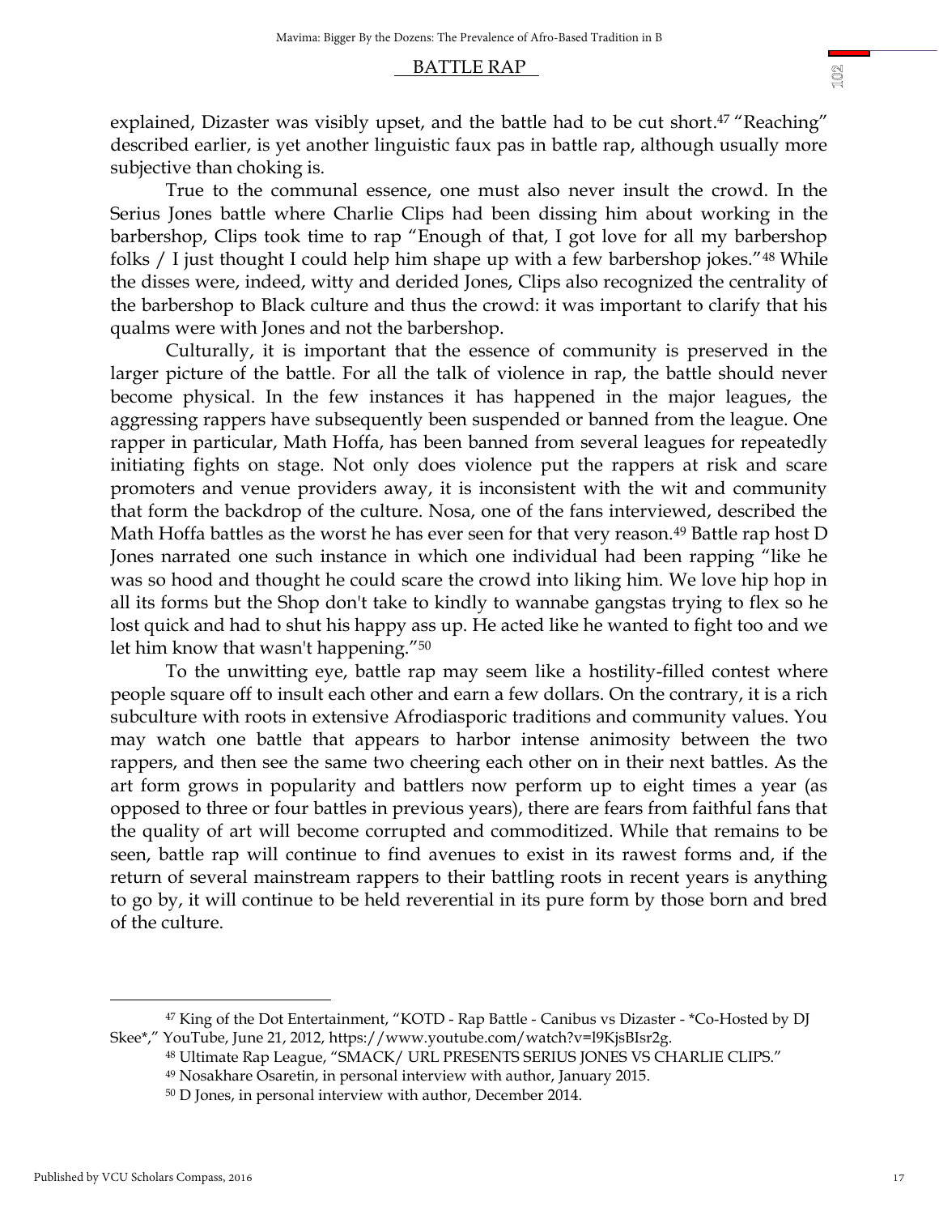explained, Dizaster was visibly upset, and the battle had to be cut short.[47] "Reaching" described earlier, is yet another linguistic faux pas in battle rap, although usually more subjective than choking is.

True to the communal essence, one must also never insult the crowd. In the Serius Jones battle where Charlie Clips had been dissing him about working in the barbershop, Clips took time to rap "Enough of that, I got love for all my barbershop folks / I just thought I could help him shape up with a few barbershop jokes."[48] While the disses were, indeed, witty and derided Jones, Clips also recognized the centrality of the barbershop to Black culture and thus the crowd: it was important to clarify that his qualms were with Jones and not the barbershop.

Culturally, it is important that the essence of community is preserved in the larger picture of the battle. For all the talk of violence in rap, the battle should never become physical. In the few instances it has happened in the major leagues, the aggressing rappers have subsequently been suspended or banned from the league. One rapper in particular, Math Hoffa, has been banned from several leagues for repeatedly initiating fights on stage. Not only does violence put the rappers at risk and scare promoters and venue providers away, it is inconsistent with the wit and community that form the backdrop of the culture. Nosa, one of the fans interviewed, described the Math Hoffa battles as the worst he has ever seen for that very reason.[49] Battle rap host D Jones narrated one such instance in which one individual had been rapping "like he was so hood and thought he could scare the crowd into liking him. We love hip hop in all its forms but the Shop don't take to kindly to wannabe gangstas trying to flex so he lost quick and had to shut his happy ass up. He acted like he wanted to fight too and we let him know that wasn't happening."[50]

To the unwitting eye, battle rap may seem like a hostility-filled contest where people square off to insult each other and earn a few dollars. On the contrary, it is a rich subculture with roots in extensive Afrodiasporic traditions and community values. You may watch one battle that appears to harbor intense animosity between the two rappers, and then see the same two cheering each other on in their next battles. As the art form grows in popularity and battlers now perform up to eight times a year (as opposed to three or four battles in previous years), there are fears from faithful fans that the quality of art will become corrupted and commoditized. While that remains to be seen, battle rap will continue to find avenues to exist in its rawest forms and, if the return of several mainstream rappers to their battling roots in recent years is anything to go by, it will continue to be held reverential in its pure form by those born and bred of the culture.

---

[47] King of the Dot Entertainment, "KOTD - Rap Battle - Canibus vs Dizaster - *Co-Hosted by DJ Skee*," YouTube, June 21, 2012, https://www.youtube.com/watch?v=l9KjsBIsr2g.

[48] Ultimate Rap League, "SMACK/ URL PRESENTS SERIUS JONES VS CHARLIE CLIPS."

[49] Nosakhare Osaretin, in personal interview with author, January 2015.

[50] D Jones, in personal interview with author, December 2014.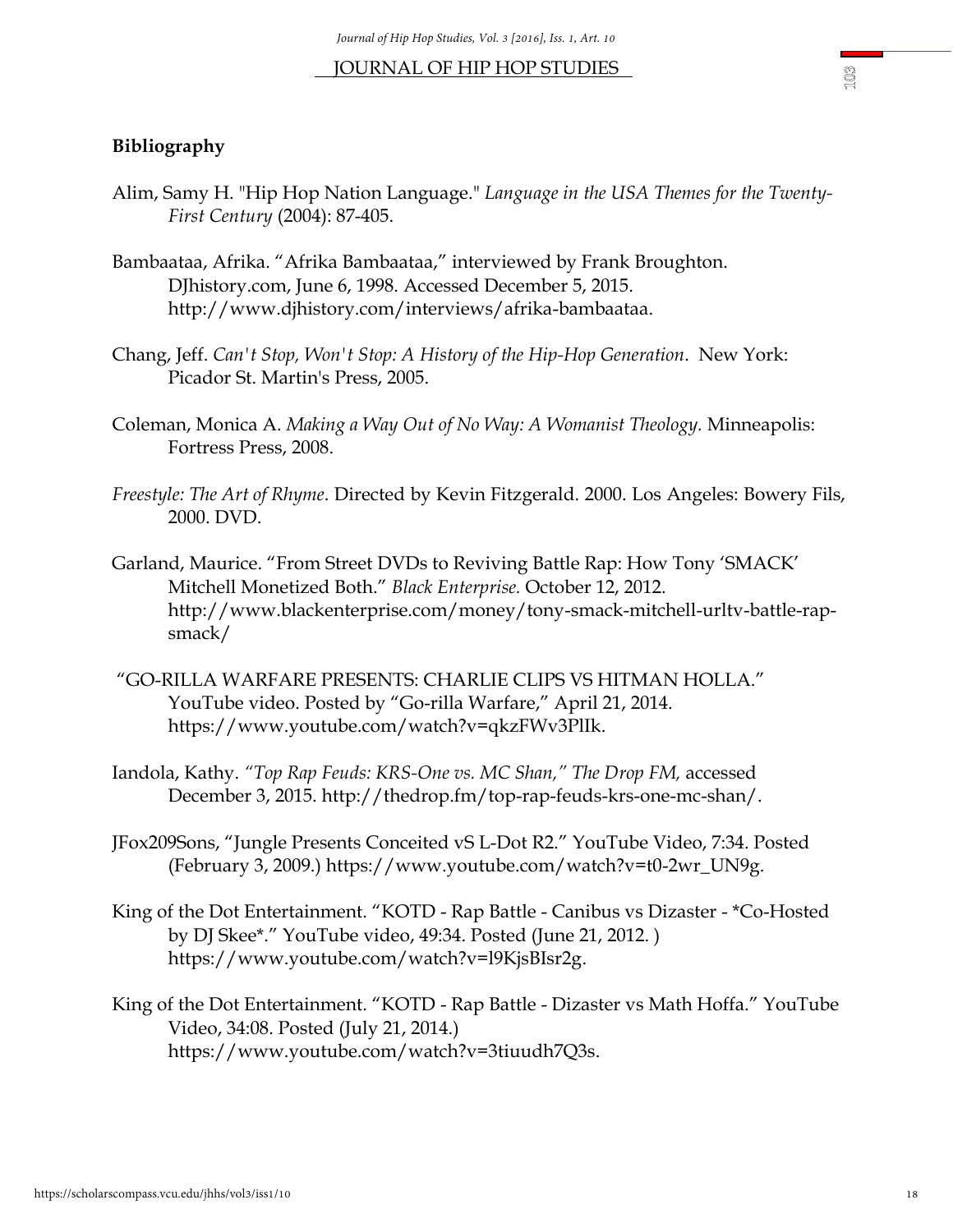**Bibliography**

Alim, Samy H. "Hip Hop Nation Language." *Language in the USA Themes for the Twenty-First Century* (2004): 87-405.

Bambaataa, Afrika. "Afrika Bambaataa," interviewed by Frank Broughton. DJhistory.com, June 6, 1998. Accessed December 5, 2015. http://www.djhistory.com/interviews/afrika-bambaataa.

Chang, Jeff. *Can't Stop, Won't Stop: A History of the Hip-Hop Generation*. New York: Picador St. Martin's Press, 2005.

Coleman, Monica A. *Making a Way Out of No Way: A Womanist Theology.* Minneapolis: Fortress Press, 2008.

*Freestyle: The Art of Rhyme*. Directed by Kevin Fitzgerald. 2000. Los Angeles: Bowery Fils, 2000. DVD.

Garland, Maurice. "From Street DVDs to Reviving Battle Rap: How Tony 'SMACK' Mitchell Monetized Both." *Black Enterprise.* October 12, 2012. http://www.blackenterprise.com/money/tony-smack-mitchell-urltv-battle-rap-smack/

"GO-RILLA WARFARE PRESENTS: CHARLIE CLIPS VS HITMAN HOLLA." YouTube video. Posted by "Go-rilla Warfare," April 21, 2014. https://www.youtube.com/watch?v=qkzFWv3PlIk.

Iandola, Kathy. *"Top Rap Feuds: KRS-One vs. MC Shan," The Drop FM,* accessed December 3, 2015. http://thedrop.fm/top-rap-feuds-krs-one-mc-shan/.

JFox209Sons, "Jungle Presents Conceited vS L-Dot R2." YouTube Video, 7:34. Posted (February 3, 2009.) https://www.youtube.com/watch?v=t0-2wr_UN9g.

King of the Dot Entertainment. "KOTD - Rap Battle - Canibus vs Dizaster - *Co-Hosted by DJ Skee*." YouTube video, 49:34. Posted (June 21, 2012. ) https://www.youtube.com/watch?v=l9KjsBIsr2g.

King of the Dot Entertainment. "KOTD - Rap Battle - Dizaster vs Math Hoffa." YouTube Video, 34:08. Posted (July 21, 2014.) https://www.youtube.com/watch?v=3tiuudh7Q3s.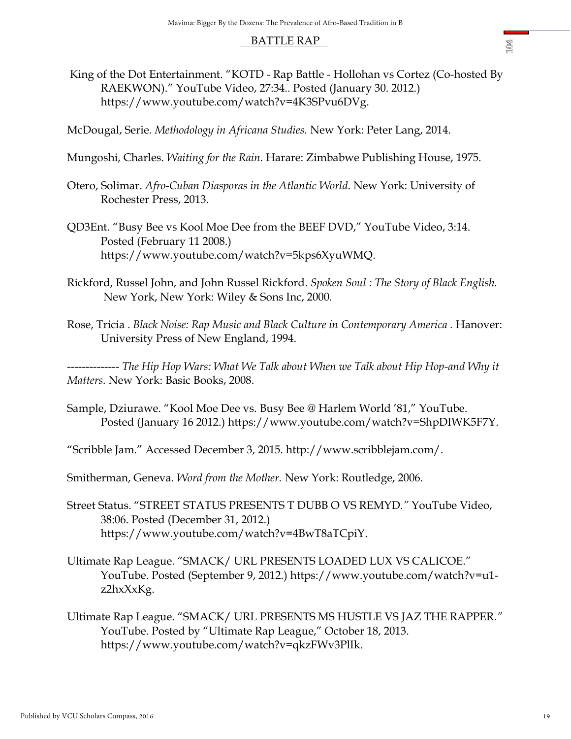King of the Dot Entertainment. "KOTD - Rap Battle - Hollohan vs Cortez (Co-hosted By RAEKWON)." YouTube Video, 27:34.. Posted (January 30. 2012.) https://www.youtube.com/watch?v=4K3SPvu6DVg.

McDougal, Serie. *Methodology in Africana Studies.* New York: Peter Lang, 2014.

Mungoshi, Charles. *Waiting for the Rain.* Harare: Zimbabwe Publishing House, 1975.

Otero, Solimar. *Afro-Cuban Diasporas in the Atlantic World*. New York: University of Rochester Press, 2013.

QD3Ent. "Busy Bee vs Kool Moe Dee from the BEEF DVD," YouTube Video, 3:14. Posted (February 11 2008.) https://www.youtube.com/watch?v=5kps6XyuWMQ.

Rickford, Russel John, and John Russel Rickford. *Spoken Soul : The Story of Black English.* New York, New York: Wiley & Sons Inc, 2000.

Rose, Tricia . *Black Noise: Rap Music and Black Culture in Contemporary America* . Hanover: University Press of New England, 1994.

-------------- *The Hip Hop Wars: What We Talk about When we Talk about Hip Hop-and Why it Matters.* New York: Basic Books, 2008.

Sample, Dziurawe. "Kool Moe Dee vs. Busy Bee @ Harlem World '81," YouTube. Posted (January 16 2012.) https://www.youtube.com/watch?v=ShpDIWK5F7Y.

"Scribble Jam." Accessed December 3, 2015. http://www.scribblejam.com/.

Smitherman, Geneva. *Word from the Mother.* New York: Routledge, 2006.

Street Status. "STREET STATUS PRESENTS T DUBB O VS REMYD." YouTube Video, 38:06. Posted (December 31, 2012.) https://www.youtube.com/watch?v=4BwT8aTCpiY.

Ultimate Rap League. "SMACK/ URL PRESENTS LOADED LUX VS CALICOE." YouTube. Posted (September 9, 2012.) https://www.youtube.com/watch?v=u1-z2hxXxKg.

Ultimate Rap League. "SMACK/ URL PRESENTS MS HUSTLE VS JAZ THE RAPPER." YouTube. Posted by "Ultimate Rap League," October 18, 2013. https://www.youtube.com/watch?v=qkzFWv3PlIk.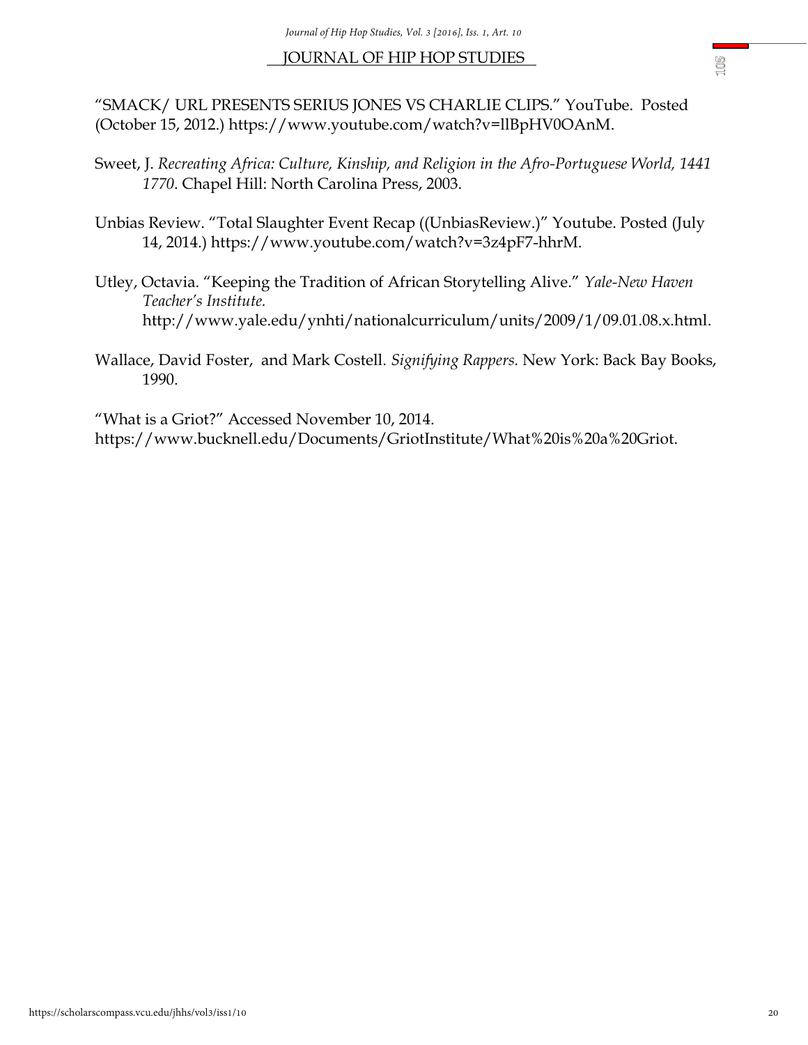"SMACK/ URL PRESENTS SERIUS JONES VS CHARLIE CLIPS." YouTube. Posted (October 15, 2012.) https://www.youtube.com/watch?v=llBpHV0OAnM.

Sweet, J. *Recreating Africa: Culture, Kinship, and Religion in the Afro-Portuguese World, 1441 1770*. Chapel Hill: North Carolina Press, 2003.

Unbias Review. "Total Slaughter Event Recap ((UnbiasReview.)" Youtube. Posted (July 14, 2014.) https://www.youtube.com/watch?v=3z4pF7-hhrM.

Utley, Octavia. "Keeping the Tradition of African Storytelling Alive." *Yale-New Haven Teacher's Institute.* http://www.yale.edu/ynhti/nationalcurriculum/units/2009/1/09.01.08.x.html.

Wallace, David Foster, and Mark Costell. *Signifying Rappers.* New York: Back Bay Books, 1990.

"What is a Griot?" Accessed November 10, 2014. https://www.bucknell.edu/Documents/GriotInstitute/What%20is%20a%20Griot.